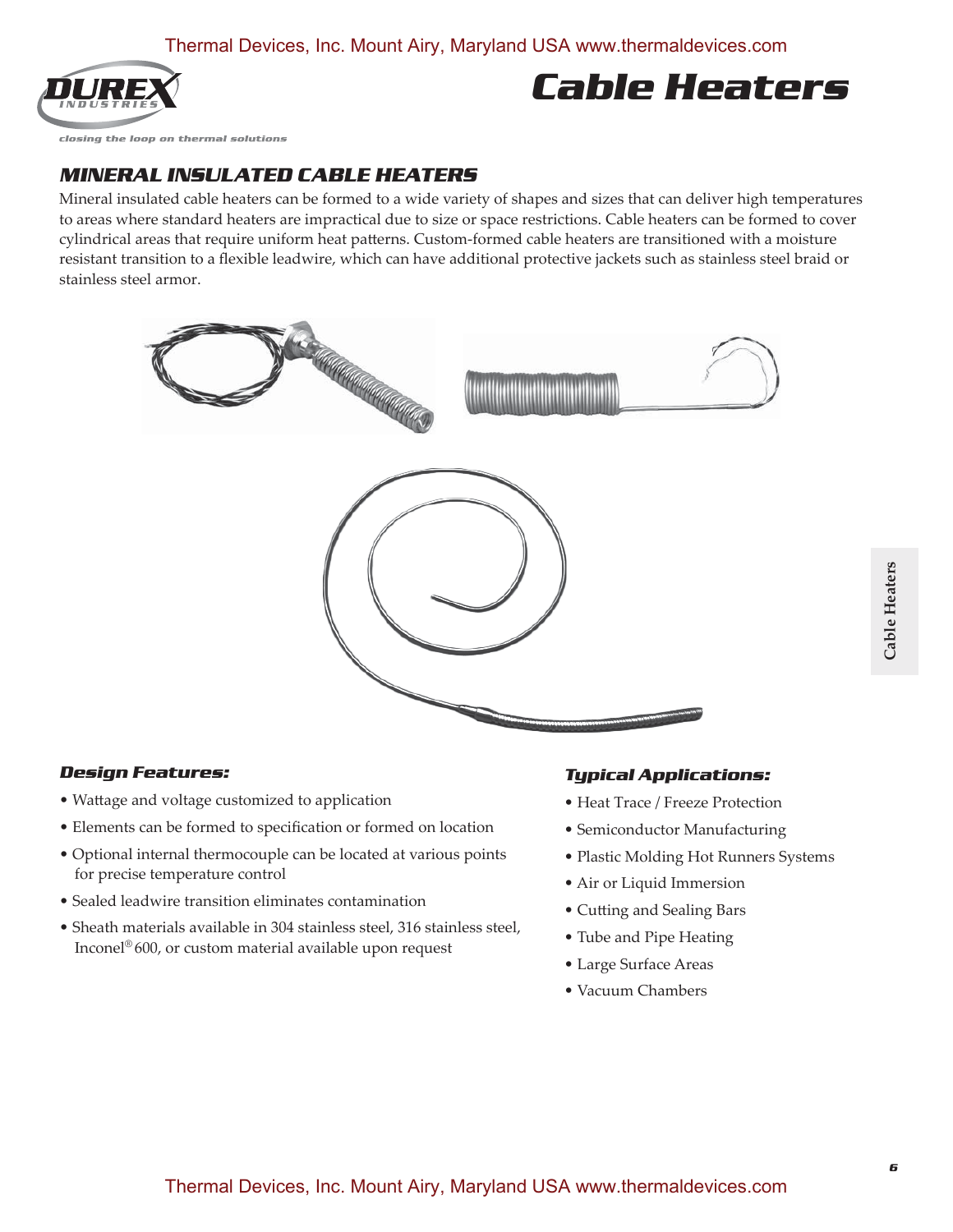# Cable Heaters

## MINERAL INSULATED CABLE HEATERS

Mineral insulated cable heaters can be formed to a wide variety of shapes and sizes that can deliver high temperatures to areas where standard heaters are impractical due to size or space restrictions. Cable heaters can be formed to cover cylindrical areas that require uniform heat patterns. Custom-formed cable heaters are transitioned with a moisture resistant transition to a flexible leadwire, which can have additional protective jackets such as stainless steel braid or stainless steel armor.

### *Design Features:*

- Wattage and voltage customized to application
- Elements can be formed to specification or formed on location
- Optional internal thermocouple can be located at various points for precise temperature control
- Sealed leadwire transition eliminates contamination
- Sheath materials available in 304 stainless steel, 316 stainless steel, Inconel® 600, or custom material available upon request

### *Typical Applications:*

- Heat Trace / Freeze Protection
- Semiconductor Manufacturing
- Plastic Molding Hot Runners Systems
- Air or Liquid Immersion
- Cutting and Sealing Bars
- Tube and Pipe Heating
- Large Surface Areas
- Vacuum Chambers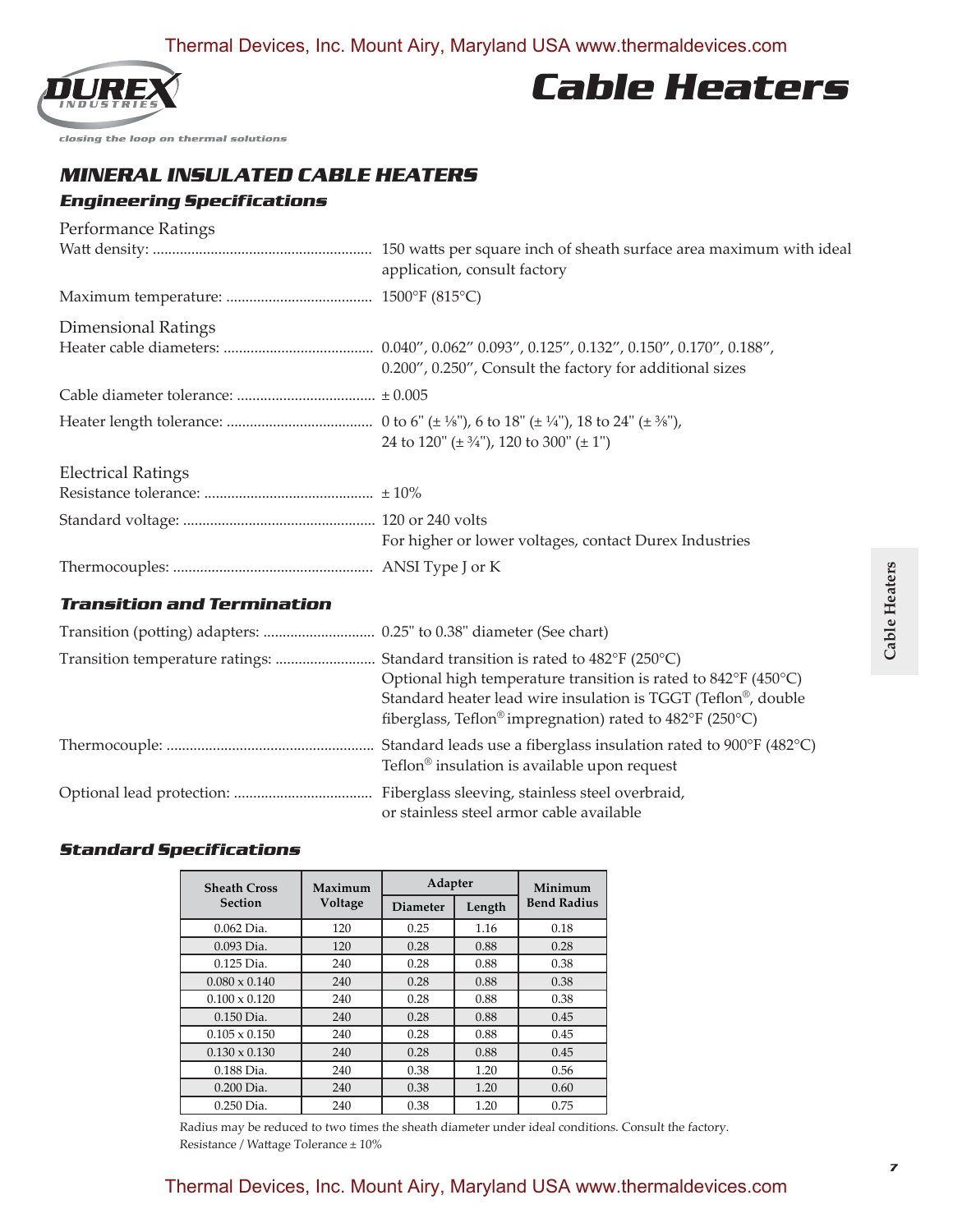# Cable Heaters

## MINERAL INSULATED CABLE HEATERS

### Engineering Specifications

Performance Ratings

Watt density: ........................................................ 150 watts per square inch of sheath surface area maximum with ideal application, consult factory

Maximum temperature: ...................................... 1500°F (815°C)

Dimensional Ratings

Heater cable diameters: ....................................... 0.040″, 0.062″ 0.093″, 0.125″, 0.132″, 0.150″, 0.170″, 0.188″, 0.200″, 0.250″, Consult the factory for additional sizes

Cable diameter tolerance: .................................... ± 0.005

Heater length tolerance: ...................................... 0 to 6" (± ⅛"), 6 to 18" (± ¼"), 18 to 24" (± ⅜"), 24 to 120" (± ¾"), 120 to 300" (± 1")

Electrical Ratings

Resistance tolerance: ........................................... ± 10%

Standard voltage: .................................................. 120 or 240 volts
For higher or lower voltages, contact Durex Industries

Thermocouples: .................................................... ANSI Type J or K

### Transition and Termination

Transition (potting) adapters: ............................. 0.25" to 0.38" diameter (See chart)

Transition temperature ratings: .......................... Standard transition is rated to 482°F (250°C)
Optional high temperature transition is rated to 842°F (450°C)
Standard heater lead wire insulation is TGGT (Teflon®, double fiberglass, Teflon® impregnation) rated to 482°F (250°C)

Thermocouple: ..................................................... Standard leads use a fiberglass insulation rated to 900°F (482°C)
Teflon® insulation is available upon request

Optional lead protection: .................................... Fiberglass sleeving, stainless steel overbraid, or stainless steel armor cable available

### Standard Specifications

| Sheath Cross Section | Maximum Voltage | Adapter | | Minimum Bend Radius |
|---|---|---|---|---|
| | | Diameter | Length | |
| 0.062 Dia. | 120 | 0.25 | 1.16 | 0.18 |
| 0.093 Dia. | 120 | 0.28 | 0.88 | 0.28 |
| 0.125 Dia. | 240 | 0.28 | 0.88 | 0.38 |
| 0.080 x 0.140 | 240 | 0.28 | 0.88 | 0.38 |
| 0.100 x 0.120 | 240 | 0.28 | 0.88 | 0.38 |
| 0.150 Dia. | 240 | 0.28 | 0.88 | 0.45 |
| 0.105 x 0.150 | 240 | 0.28 | 0.88 | 0.45 |
| 0.130 x 0.130 | 240 | 0.28 | 0.88 | 0.45 |
| 0.188 Dia. | 240 | 0.38 | 1.20 | 0.56 |
| 0.200 Dia. | 240 | 0.38 | 1.20 | 0.60 |
| 0.250 Dia. | 240 | 0.38 | 1.20 | 0.75 |

Radius may be reduced to two times the sheath diameter under ideal conditions. Consult the factory.
Resistance / Wattage Tolerance ± 10%